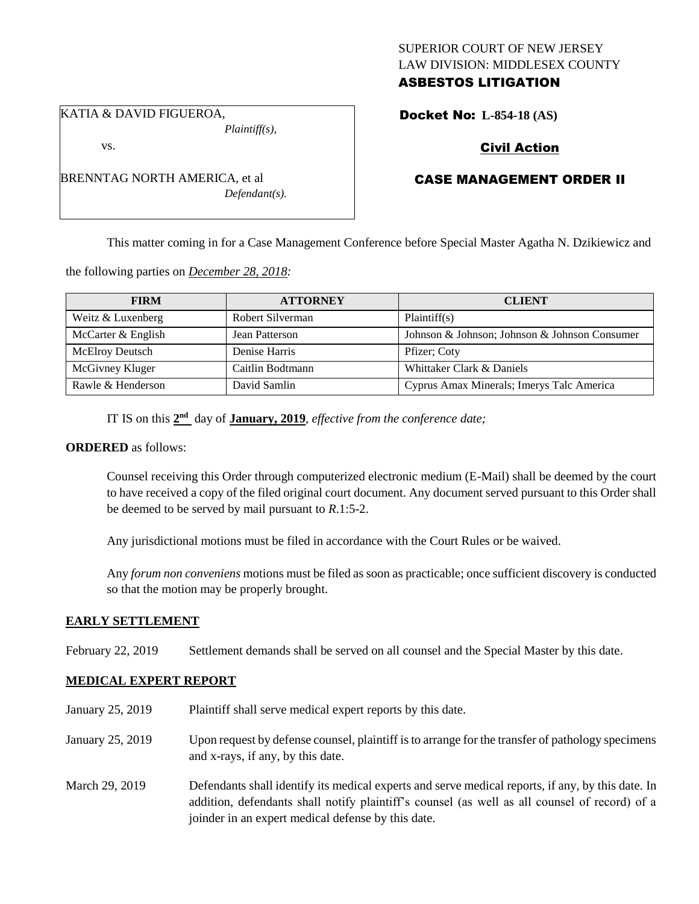SUPERIOR COURT OF NEW JERSEY
LAW DIVISION: MIDDLESEX COUNTY

**ASBESTOS LITIGATION**

KATIA & DAVID FIGUEROA,
*Plaintiff(s),*

vs.

BRENNTAG NORTH AMERICA, et al
*Defendant(s).*

**Docket No: L-854-18 (AS)**

**Civil Action**

**CASE MANAGEMENT ORDER II**

This matter coming in for a Case Management Conference before Special Master Agatha N. Dzikiewicz and the following parties on *December 28, 2018:*

| FIRM | ATTORNEY | CLIENT |
|---|---|---|
| Weitz & Luxenberg | Robert Silverman | Plaintiff(s) |
| McCarter & English | Jean Patterson | Johnson & Johnson; Johnson & Johnson Consumer |
| McElroy Deutsch | Denise Harris | Pfizer; Coty |
| McGivney Kluger | Caitlin Bodtmann | Whittaker Clark & Daniels |
| Rawle & Henderson | David Samlin | Cyprus Amax Minerals; Imerys Talc America |

IT IS on this **2nd** day of **January, 2019**, *effective from the conference date;*

**ORDERED** as follows:

Counsel receiving this Order through computerized electronic medium (E-Mail) shall be deemed by the court to have received a copy of the filed original court document. Any document served pursuant to this Order shall be deemed to be served by mail pursuant to *R*.1:5-2.

Any jurisdictional motions must be filed in accordance with the Court Rules or be waived.

Any *forum non conveniens* motions must be filed as soon as practicable; once sufficient discovery is conducted so that the motion may be properly brought.

**EARLY SETTLEMENT**

February 22, 2019 Settlement demands shall be served on all counsel and the Special Master by this date.

**MEDICAL EXPERT REPORT**

January 25, 2019 Plaintiff shall serve medical expert reports by this date.

January 25, 2019 Upon request by defense counsel, plaintiff is to arrange for the transfer of pathology specimens and x-rays, if any, by this date.

March 29, 2019 Defendants shall identify its medical experts and serve medical reports, if any, by this date. In addition, defendants shall notify plaintiff's counsel (as well as all counsel of record) of a joinder in an expert medical defense by this date.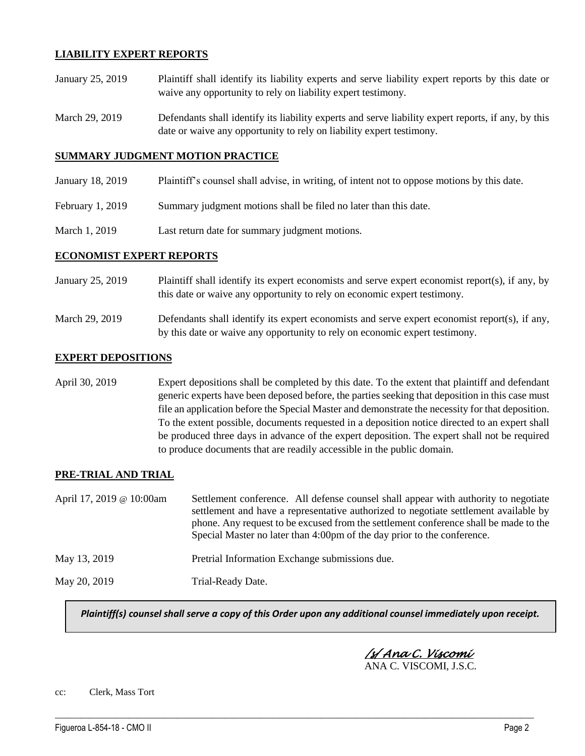**LIABILITY EXPERT REPORTS**

| | |
|---|---|
| January 25, 2019 | Plaintiff shall identify its liability experts and serve liability expert reports by this date or waive any opportunity to rely on liability expert testimony. |
| March 29, 2019 | Defendants shall identify its liability experts and serve liability expert reports, if any, by this date or waive any opportunity to rely on liability expert testimony. |

**SUMMARY JUDGMENT MOTION PRACTICE**

| | |
|---|---|
| January 18, 2019 | Plaintiff's counsel shall advise, in writing, of intent not to oppose motions by this date. |
| February 1, 2019 | Summary judgment motions shall be filed no later than this date. |
| March 1, 2019 | Last return date for summary judgment motions. |

**ECONOMIST EXPERT REPORTS**

| | |
|---|---|
| January 25, 2019 | Plaintiff shall identify its expert economists and serve expert economist report(s), if any, by this date or waive any opportunity to rely on economic expert testimony. |
| March 29, 2019 | Defendants shall identify its expert economists and serve expert economist report(s), if any, by this date or waive any opportunity to rely on economic expert testimony. |

**EXPERT DEPOSITIONS**

| | |
|---|---|
| April 30, 2019 | Expert depositions shall be completed by this date. To the extent that plaintiff and defendant generic experts have been deposed before, the parties seeking that deposition in this case must file an application before the Special Master and demonstrate the necessity for that deposition. To the extent possible, documents requested in a deposition notice directed to an expert shall be produced three days in advance of the expert deposition. The expert shall not be required to produce documents that are readily accessible in the public domain. |

**PRE-TRIAL AND TRIAL**

| | |
|---|---|
| April 17, 2019 @ 10:00am | Settlement conference. All defense counsel shall appear with authority to negotiate settlement and have a representative authorized to negotiate settlement available by phone. Any request to be excused from the settlement conference shall be made to the Special Master no later than 4:00pm of the day prior to the conference. |
| May 13, 2019 | Pretrial Information Exchange submissions due. |
| May 20, 2019 | Trial-Ready Date. |

***Plaintiff(s) counsel shall serve a copy of this Order upon any additional counsel immediately upon receipt.***

*/s/ Ana C. Viscomi*
ANA C. VISCOMI, J.S.C.

cc: Clerk, Mass Tort